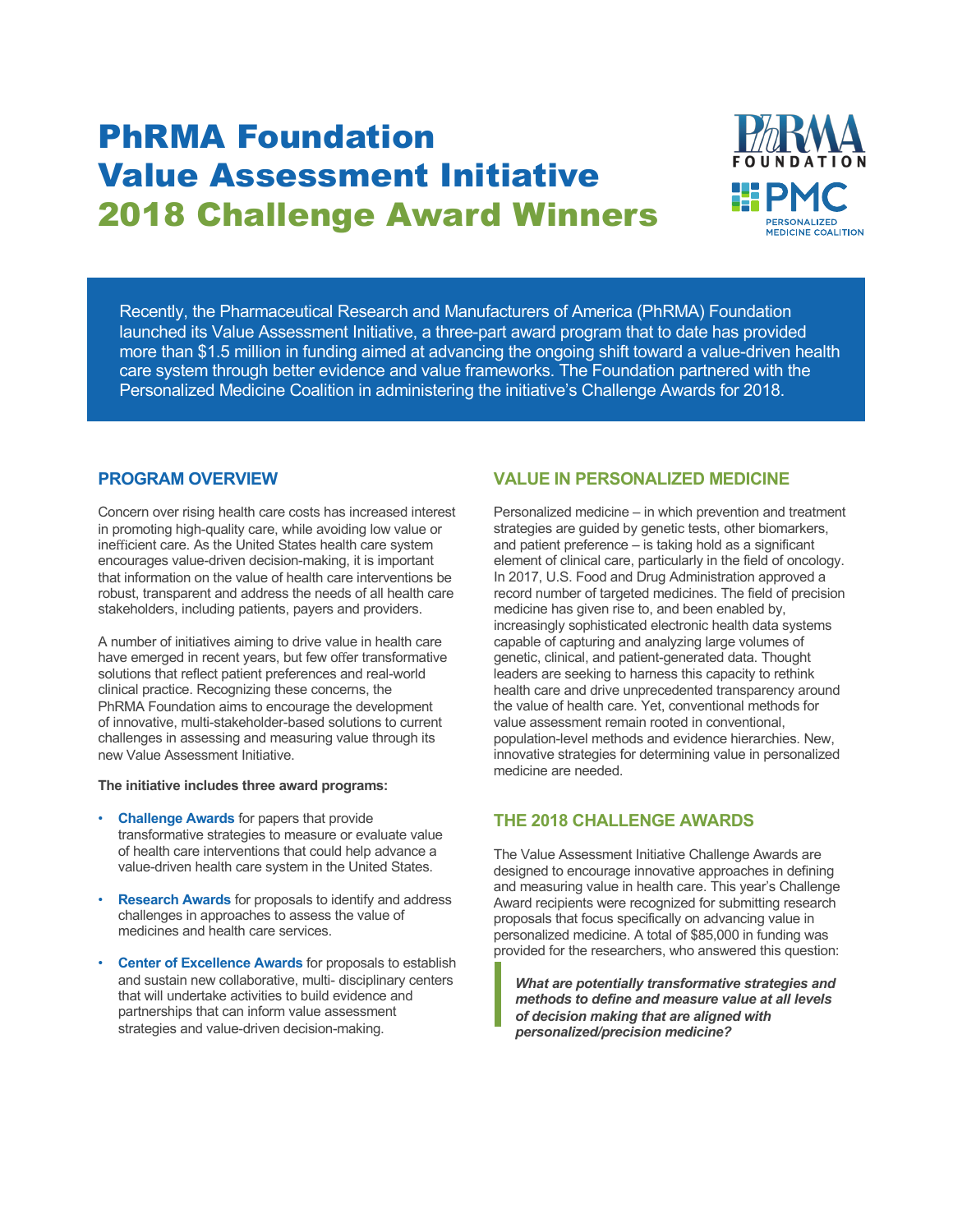# PhRMA Foundation Value Assessment Initiative 2018 Challenge Award Winners

Recently, the Pharmaceutical Research and Manufacturers of America (PhRMA) Foundation launched its Value Assessment Initiative, a three-part award program that to date has provided more than $1.5 million in funding aimed at advancing the ongoing shift toward a value-driven health care system through better evidence and value frameworks. The Foundation partnered with the Personalized Medicine Coalition in administering the initiative's Challenge Awards for 2018.

## PROGRAM OVERVIEW

Concern over rising health care costs has increased interest in promoting high-quality care, while avoiding low value or inefficient care. As the United States health care system encourages value-driven decision-making, it is important that information on the value of health care interventions be robust, transparent and address the needs of all health care stakeholders, including patients, payers and providers.

A number of initiatives aiming to drive value in health care have emerged in recent years, but few offer transformative solutions that reflect patient preferences and real-world clinical practice. Recognizing these concerns, the PhRMA Foundation aims to encourage the development of innovative, multi-stakeholder-based solutions to current challenges in assessing and measuring value through its new Value Assessment Initiative.

**The initiative includes three award programs:**

- **Challenge Awards** for papers that provide transformative strategies to measure or evaluate value of health care interventions that could help advance a value-driven health care system in the United States.
- **Research Awards** for proposals to identify and address challenges in approaches to assess the value of medicines and health care services.
- **Center of Excellence Awards** for proposals to establish and sustain new collaborative, multi- disciplinary centers that will undertake activities to build evidence and partnerships that can inform value assessment strategies and value-driven decision-making.

## VALUE IN PERSONALIZED MEDICINE

Personalized medicine – in which prevention and treatment strategies are guided by genetic tests, other biomarkers, and patient preference – is taking hold as a significant element of clinical care, particularly in the field of oncology. In 2017, U.S. Food and Drug Administration approved a record number of targeted medicines. The field of precision medicine has given rise to, and been enabled by, increasingly sophisticated electronic health data systems capable of capturing and analyzing large volumes of genetic, clinical, and patient-generated data. Thought leaders are seeking to harness this capacity to rethink health care and drive unprecedented transparency around the value of health care. Yet, conventional methods for value assessment remain rooted in conventional, population-level methods and evidence hierarchies. New, innovative strategies for determining value in personalized medicine are needed.

## THE 2018 CHALLENGE AWARDS

The Value Assessment Initiative Challenge Awards are designed to encourage innovative approaches in defining and measuring value in health care. This year's Challenge Award recipients were recognized for submitting research proposals that focus specifically on advancing value in personalized medicine. A total of $85,000 in funding was provided for the researchers, who answered this question:

> ***What are potentially transformative strategies and methods to define and measure value at all levels of decision making that are aligned with personalized/precision medicine?***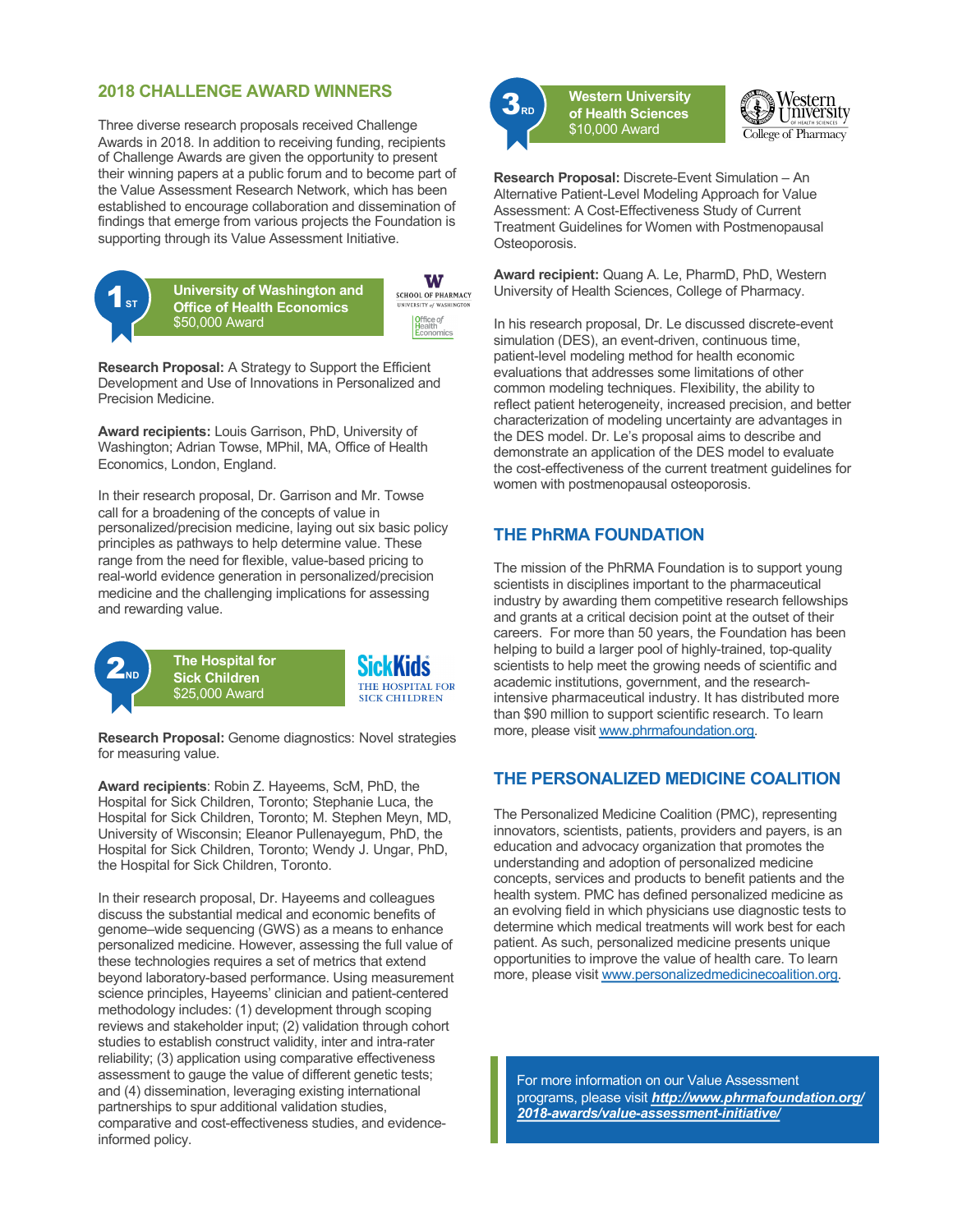## 2018 CHALLENGE AWARD WINNERS

Three diverse research proposals received Challenge Awards in 2018. In addition to receiving funding, recipients of Challenge Awards are given the opportunity to present their winning papers at a public forum and to become part of the Value Assessment Research Network, which has been established to encourage collaboration and dissemination of findings that emerge from various projects the Foundation is supporting through its Value Assessment Initiative.

### 1ST — University of Washington and Office of Health Economics
$50,000 Award

**Research Proposal:** A Strategy to Support the Efficient Development and Use of Innovations in Personalized and Precision Medicine.

**Award recipients:** Louis Garrison, PhD, University of Washington; Adrian Towse, MPhil, MA, Office of Health Economics, London, England.

In their research proposal, Dr. Garrison and Mr. Towse call for a broadening of the concepts of value in personalized/precision medicine, laying out six basic policy principles as pathways to help determine value. These range from the need for flexible, value-based pricing to real-world evidence generation in personalized/precision medicine and the challenging implications for assessing and rewarding value.

### 2ND — The Hospital for Sick Children
$25,000 Award

**Research Proposal:** Genome diagnostics: Novel strategies for measuring value.

**Award recipients**: Robin Z. Hayeems, ScM, PhD, the Hospital for Sick Children, Toronto; Stephanie Luca, the Hospital for Sick Children, Toronto; M. Stephen Meyn, MD, University of Wisconsin; Eleanor Pullenayegum, PhD, the Hospital for Sick Children, Toronto; Wendy J. Ungar, PhD, the Hospital for Sick Children, Toronto.

In their research proposal, Dr. Hayeems and colleagues discuss the substantial medical and economic benefits of genome–wide sequencing (GWS) as a means to enhance personalized medicine. However, assessing the full value of these technologies requires a set of metrics that extend beyond laboratory-based performance. Using measurement science principles, Hayeems' clinician and patient-centered methodology includes: (1) development through scoping reviews and stakeholder input; (2) validation through cohort studies to establish construct validity, inter and intra-rater reliability; (3) application using comparative effectiveness assessment to gauge the value of different genetic tests; and (4) dissemination, leveraging existing international partnerships to spur additional validation studies, comparative and cost-effectiveness studies, and evidence-informed policy.

### 3RD — Western University of Health Sciences
$10,000 Award

**Research Proposal:** Discrete-Event Simulation – An Alternative Patient-Level Modeling Approach for Value Assessment: A Cost-Effectiveness Study of Current Treatment Guidelines for Women with Postmenopausal Osteoporosis.

**Award recipient:** Quang A. Le, PharmD, PhD, Western University of Health Sciences, College of Pharmacy.

In his research proposal, Dr. Le discussed discrete-event simulation (DES), an event-driven, continuous time, patient-level modeling method for health economic evaluations that addresses some limitations of other common modeling techniques. Flexibility, the ability to reflect patient heterogeneity, increased precision, and better characterization of modeling uncertainty are advantages in the DES model. Dr. Le's proposal aims to describe and demonstrate an application of the DES model to evaluate the cost-effectiveness of the current treatment guidelines for women with postmenopausal osteoporosis.

## THE PhRMA FOUNDATION

The mission of the PhRMA Foundation is to support young scientists in disciplines important to the pharmaceutical industry by awarding them competitive research fellowships and grants at a critical decision point at the outset of their careers. For more than 50 years, the Foundation has been helping to build a larger pool of highly-trained, top-quality scientists to help meet the growing needs of scientific and academic institutions, government, and the research-intensive pharmaceutical industry. It has distributed more than $90 million to support scientific research. To learn more, please visit www.phrmafoundation.org.

## THE PERSONALIZED MEDICINE COALITION

The Personalized Medicine Coalition (PMC), representing innovators, scientists, patients, providers and payers, is an education and advocacy organization that promotes the understanding and adoption of personalized medicine concepts, services and products to benefit patients and the health system. PMC has defined personalized medicine as an evolving field in which physicians use diagnostic tests to determine which medical treatments will work best for each patient. As such, personalized medicine presents unique opportunities to improve the value of health care. To learn more, please visit www.personalizedmedicinecoalition.org.

For more information on our Value Assessment programs, please visit ***http://www.phrmafoundation.org/2018-awards/value-assessment-initiative/***